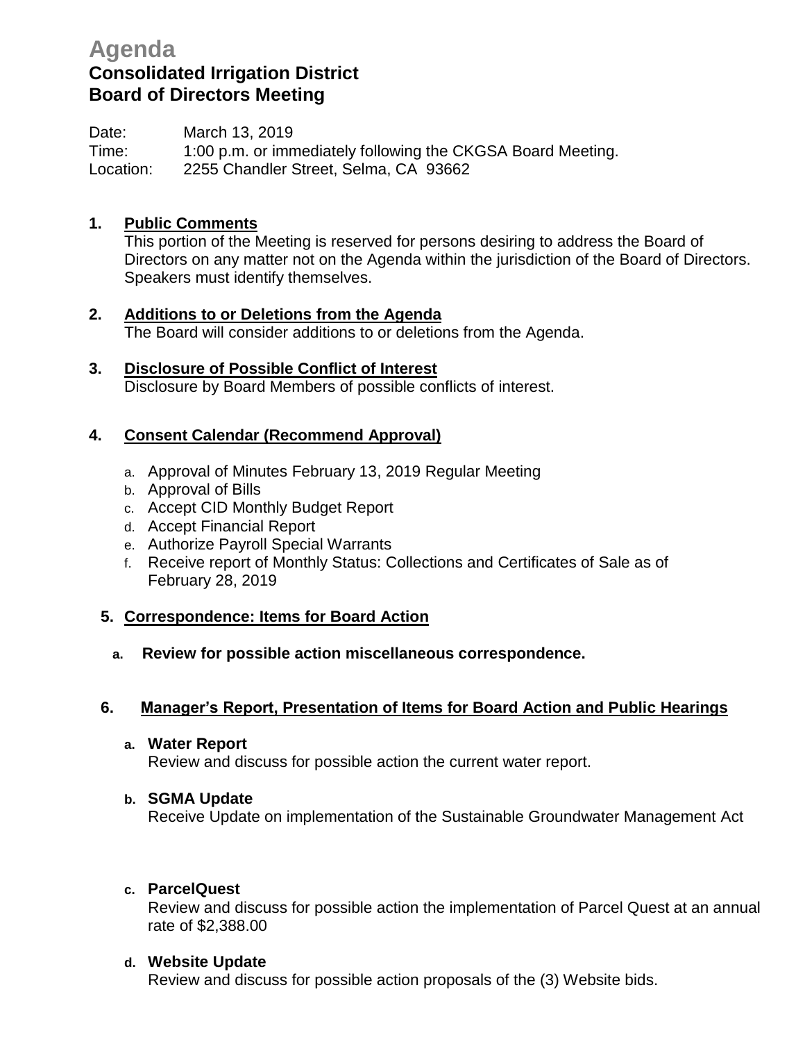# Agenda

## Consolidated Irrigation District
## Board of Directors Meeting

Date: March 13, 2019
Time: 1:00 p.m. or immediately following the CKGSA Board Meeting.
Location: 2255 Chandler Street, Selma, CA 93662

**1. Public Comments**
This portion of the Meeting is reserved for persons desiring to address the Board of Directors on any matter not on the Agenda within the jurisdiction of the Board of Directors. Speakers must identify themselves.

**2. Additions to or Deletions from the Agenda**
The Board will consider additions to or deletions from the Agenda.

**3. Disclosure of Possible Conflict of Interest**
Disclosure by Board Members of possible conflicts of interest.

**4. Consent Calendar (Recommend Approval)**

a. Approval of Minutes February 13, 2019 Regular Meeting
b. Approval of Bills
c. Accept CID Monthly Budget Report
d. Accept Financial Report
e. Authorize Payroll Special Warrants
f. Receive report of Monthly Status: Collections and Certificates of Sale as of February 28, 2019

**5. Correspondence: Items for Board Action**

**a. Review for possible action miscellaneous correspondence.**

**6. Manager's Report, Presentation of Items for Board Action and Public Hearings**

**a. Water Report**
Review and discuss for possible action the current water report.

**b. SGMA Update**
Receive Update on implementation of the Sustainable Groundwater Management Act

**c. ParcelQuest**
Review and discuss for possible action the implementation of Parcel Quest at an annual rate of $2,388.00

**d. Website Update**
Review and discuss for possible action proposals of the (3) Website bids.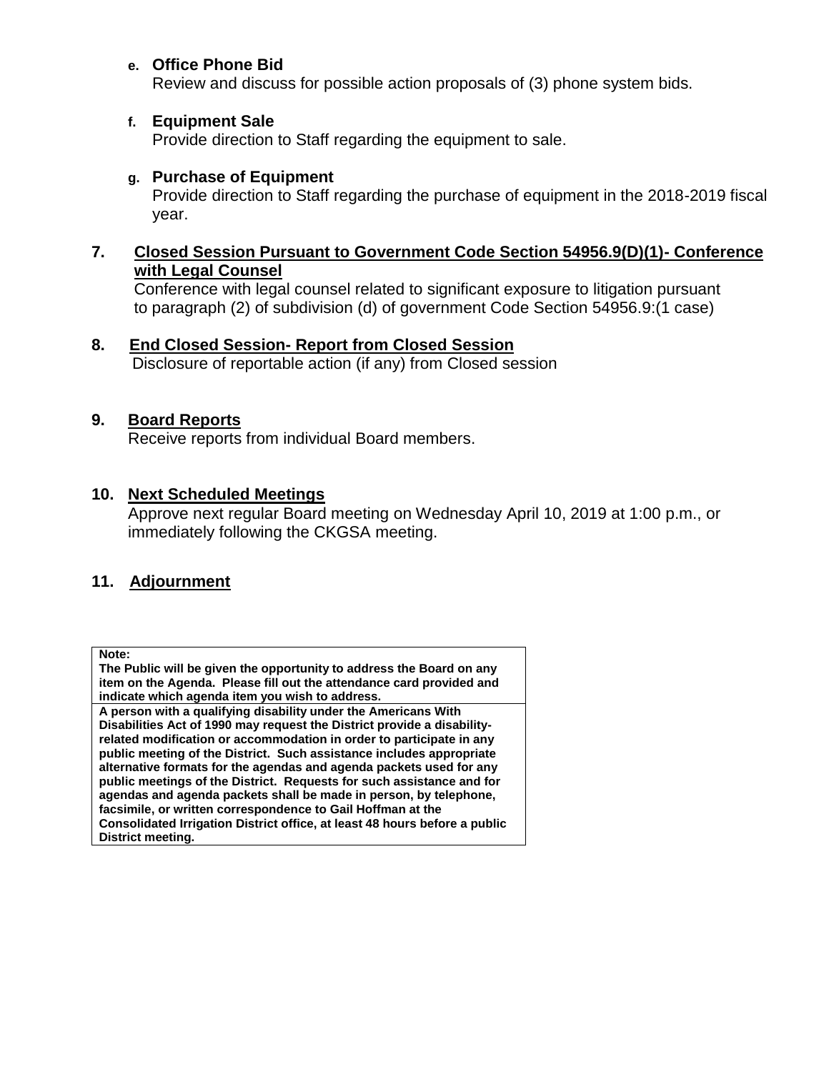e. **Office Phone Bid**
   Review and discuss for possible action proposals of (3) phone system bids.

f. **Equipment Sale**
   Provide direction to Staff regarding the equipment to sale.

g. **Purchase of Equipment**
   Provide direction to Staff regarding the purchase of equipment in the 2018-2019 fiscal year.

**7. Closed Session Pursuant to Government Code Section 54956.9(D)(1)- Conference with Legal Counsel**

Conference with legal counsel related to significant exposure to litigation pursuant to paragraph (2) of subdivision (d) of government Code Section 54956.9:(1 case)

**8. End Closed Session- Report from Closed Session**

Disclosure of reportable action (if any) from Closed session

**9. Board Reports**

Receive reports from individual Board members.

**10. Next Scheduled Meetings**

Approve next regular Board meeting on Wednesday April 10, 2019 at 1:00 p.m., or immediately following the CKGSA meeting.

**11. Adjournment**

**Note:**
**The Public will be given the opportunity to address the Board on any item on the Agenda. Please fill out the attendance card provided and indicate which agenda item you wish to address.**

**A person with a qualifying disability under the Americans With Disabilities Act of 1990 may request the District provide a disability-related modification or accommodation in order to participate in any public meeting of the District. Such assistance includes appropriate alternative formats for the agendas and agenda packets used for any public meetings of the District. Requests for such assistance and for agendas and agenda packets shall be made in person, by telephone, facsimile, or written correspondence to Gail Hoffman at the Consolidated Irrigation District office, at least 48 hours before a public District meeting.**